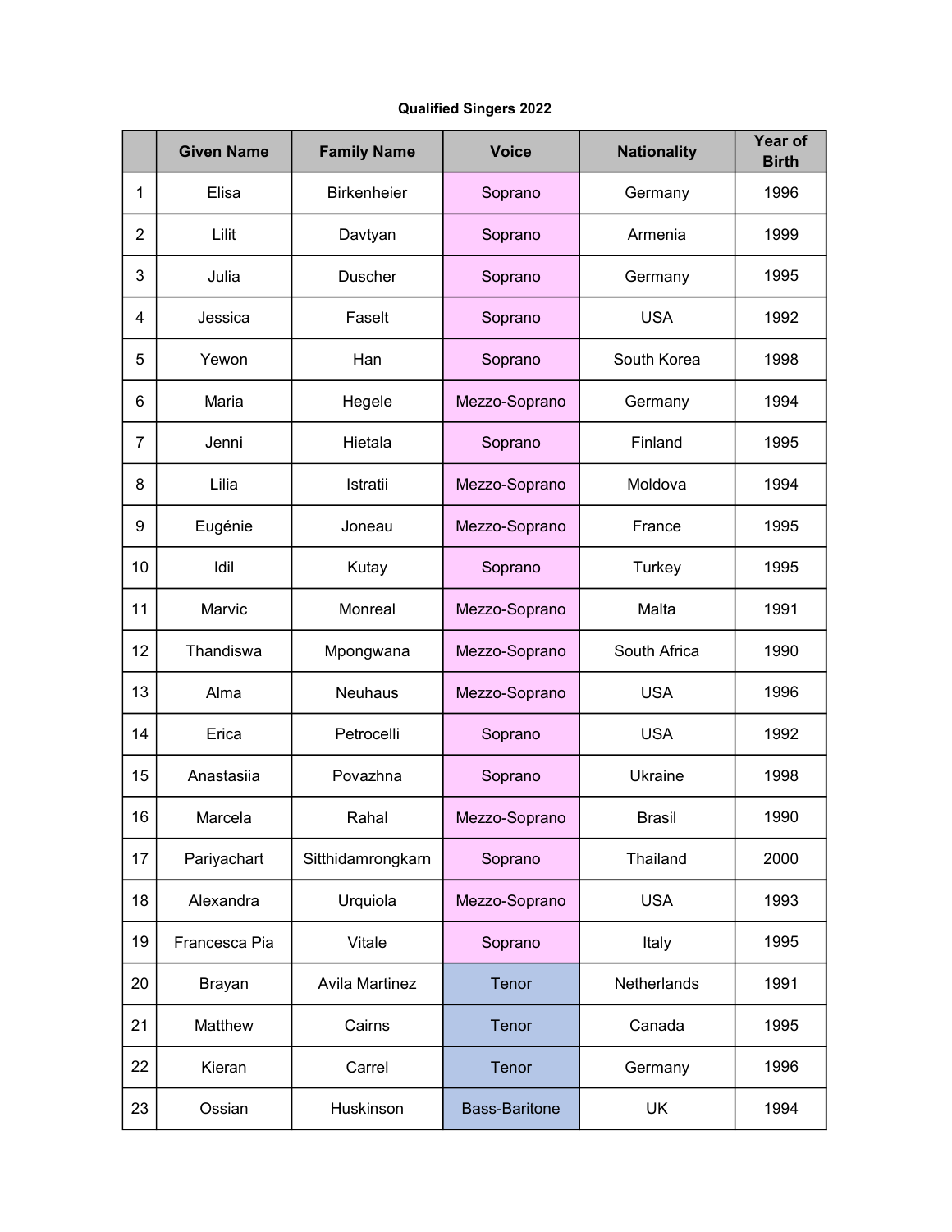**Qualified Singers 2022**

| | Given Name | Family Name | Voice | Nationality | Year of Birth |
|---|---|---|---|---|---|
| 1 | Elisa | Birkenheier | Soprano | Germany | 1996 |
| 2 | Lilit | Davtyan | Soprano | Armenia | 1999 |
| 3 | Julia | Duscher | Soprano | Germany | 1995 |
| 4 | Jessica | Faselt | Soprano | USA | 1992 |
| 5 | Yewon | Han | Soprano | South Korea | 1998 |
| 6 | Maria | Hegele | Mezzo-Soprano | Germany | 1994 |
| 7 | Jenni | Hietala | Soprano | Finland | 1995 |
| 8 | Lilia | Istratii | Mezzo-Soprano | Moldova | 1994 |
| 9 | Eugénie | Joneau | Mezzo-Soprano | France | 1995 |
| 10 | Idil | Kutay | Soprano | Turkey | 1995 |
| 11 | Marvic | Monreal | Mezzo-Soprano | Malta | 1991 |
| 12 | Thandiswa | Mpongwana | Mezzo-Soprano | South Africa | 1990 |
| 13 | Alma | Neuhaus | Mezzo-Soprano | USA | 1996 |
| 14 | Erica | Petrocelli | Soprano | USA | 1992 |
| 15 | Anastasiia | Povazhna | Soprano | Ukraine | 1998 |
| 16 | Marcela | Rahal | Mezzo-Soprano | Brasil | 1990 |
| 17 | Pariyachart | Sitthidamrongkarn | Soprano | Thailand | 2000 |
| 18 | Alexandra | Urquiola | Mezzo-Soprano | USA | 1993 |
| 19 | Francesca Pia | Vitale | Soprano | Italy | 1995 |
| 20 | Brayan | Avila Martinez | Tenor | Netherlands | 1991 |
| 21 | Matthew | Cairns | Tenor | Canada | 1995 |
| 22 | Kieran | Carrel | Tenor | Germany | 1996 |
| 23 | Ossian | Huskinson | Bass-Baritone | UK | 1994 |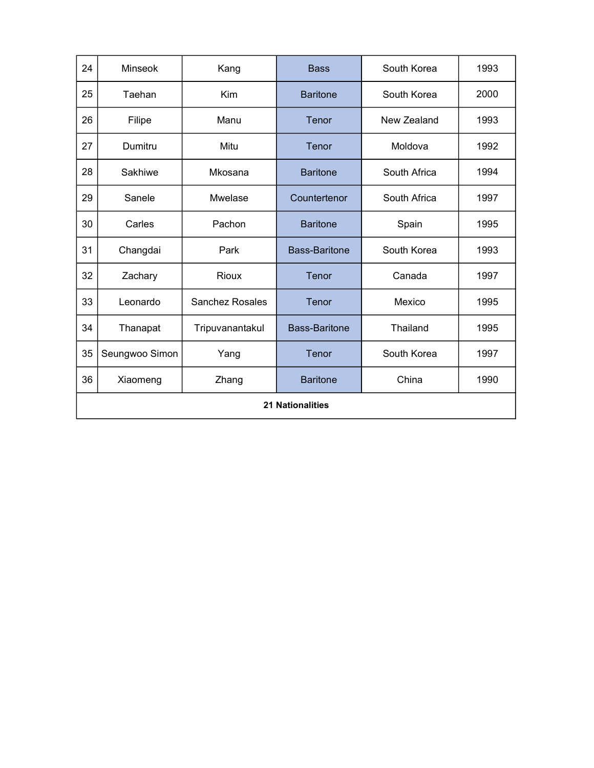| | | | | | |
|---|---|---|---|---|---|
| 24 | Minseok | Kang | Bass | South Korea | 1993 |
| 25 | Taehan | Kim | Baritone | South Korea | 2000 |
| 26 | Filipe | Manu | Tenor | New Zealand | 1993 |
| 27 | Dumitru | Mitu | Tenor | Moldova | 1992 |
| 28 | Sakhiwe | Mkosana | Baritone | South Africa | 1994 |
| 29 | Sanele | Mwelase | Countertenor | South Africa | 1997 |
| 30 | Carles | Pachon | Baritone | Spain | 1995 |
| 31 | Changdai | Park | Bass-Baritone | South Korea | 1993 |
| 32 | Zachary | Rioux | Tenor | Canada | 1997 |
| 33 | Leonardo | Sanchez Rosales | Tenor | Mexico | 1995 |
| 34 | Thanapat | Tripuvanantakul | Bass-Baritone | Thailand | 1995 |
| 35 | Seungwoo Simon | Yang | Tenor | South Korea | 1997 |
| 36 | Xiaomeng | Zhang | Baritone | China | 1990 |
| **21 Nationalities** | | | | | |